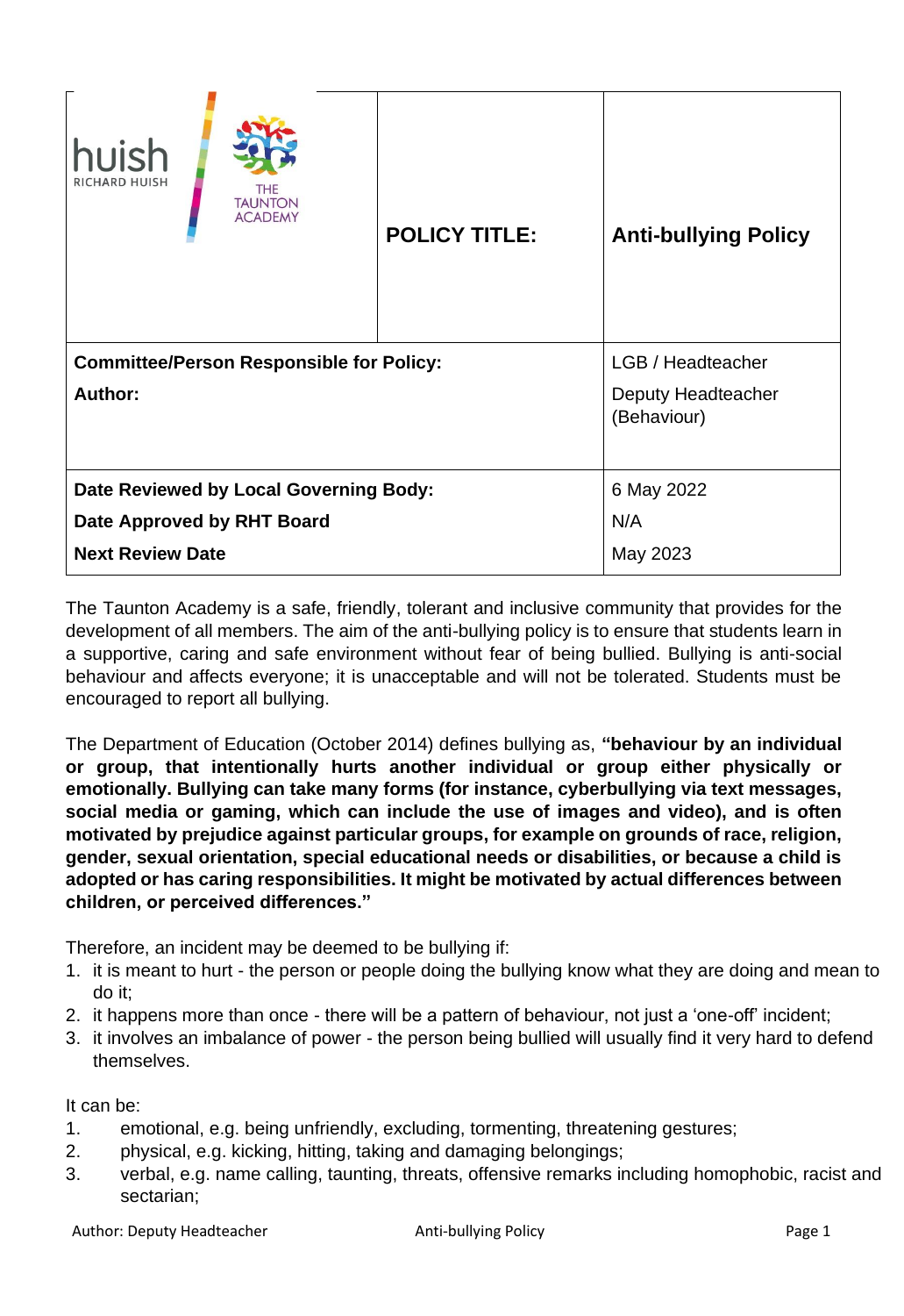| huish RICHARD HUISH / THE TAUNTON ACADEMY | **POLICY TITLE:** | **Anti-bullying Policy** |
|---|---|---|
| **Committee/Person Responsible for Policy:** | | LGB / Headteacher |
| **Author:** | | Deputy Headteacher (Behaviour) |
| **Date Reviewed by Local Governing Body:** | | 6 May 2022 |
| **Date Approved by RHT Board** | | N/A |
| **Next Review Date** | | May 2023 |

The Taunton Academy is a safe, friendly, tolerant and inclusive community that provides for the development of all members. The aim of the anti-bullying policy is to ensure that students learn in a supportive, caring and safe environment without fear of being bullied. Bullying is anti-social behaviour and affects everyone; it is unacceptable and will not be tolerated. Students must be encouraged to report all bullying.

The Department of Education (October 2014) defines bullying as, **"behaviour by an individual or group, that intentionally hurts another individual or group either physically or emotionally. Bullying can take many forms (for instance, cyberbullying via text messages, social media or gaming, which can include the use of images and video), and is often motivated by prejudice against particular groups, for example on grounds of race, religion, gender, sexual orientation, special educational needs or disabilities, or because a child is adopted or has caring responsibilities. It might be motivated by actual differences between children, or perceived differences."**

Therefore, an incident may be deemed to be bullying if:

1. it is meant to hurt - the person or people doing the bullying know what they are doing and mean to do it;
2. it happens more than once - there will be a pattern of behaviour, not just a 'one-off' incident;
3. it involves an imbalance of power - the person being bullied will usually find it very hard to defend themselves.

It can be:

1. emotional, e.g. being unfriendly, excluding, tormenting, threatening gestures;
2. physical, e.g. kicking, hitting, taking and damaging belongings;
3. verbal, e.g. name calling, taunting, threats, offensive remarks including homophobic, racist and sectarian;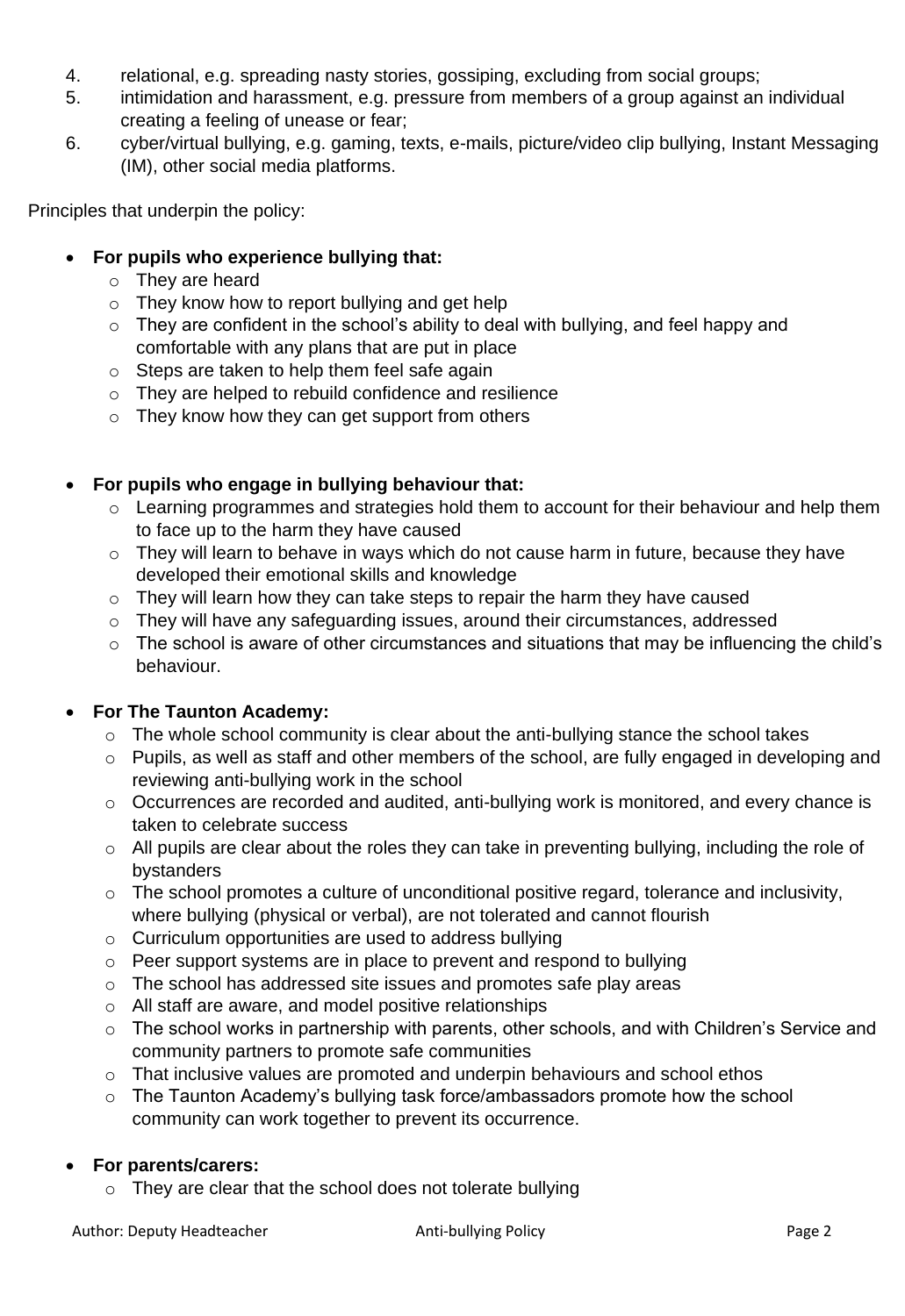4. relational, e.g. spreading nasty stories, gossiping, excluding from social groups;
5. intimidation and harassment, e.g. pressure from members of a group against an individual creating a feeling of unease or fear;
6. cyber/virtual bullying, e.g. gaming, texts, e-mails, picture/video clip bullying, Instant Messaging (IM), other social media platforms.

Principles that underpin the policy:

- **For pupils who experience bullying that:**
  - They are heard
  - They know how to report bullying and get help
  - They are confident in the school's ability to deal with bullying, and feel happy and comfortable with any plans that are put in place
  - Steps are taken to help them feel safe again
  - They are helped to rebuild confidence and resilience
  - They know how they can get support from others

- **For pupils who engage in bullying behaviour that:**
  - Learning programmes and strategies hold them to account for their behaviour and help them to face up to the harm they have caused
  - They will learn to behave in ways which do not cause harm in future, because they have developed their emotional skills and knowledge
  - They will learn how they can take steps to repair the harm they have caused
  - They will have any safeguarding issues, around their circumstances, addressed
  - The school is aware of other circumstances and situations that may be influencing the child's behaviour.

- **For The Taunton Academy:**
  - The whole school community is clear about the anti-bullying stance the school takes
  - Pupils, as well as staff and other members of the school, are fully engaged in developing and reviewing anti-bullying work in the school
  - Occurrences are recorded and audited, anti-bullying work is monitored, and every chance is taken to celebrate success
  - All pupils are clear about the roles they can take in preventing bullying, including the role of bystanders
  - The school promotes a culture of unconditional positive regard, tolerance and inclusivity, where bullying (physical or verbal), are not tolerated and cannot flourish
  - Curriculum opportunities are used to address bullying
  - Peer support systems are in place to prevent and respond to bullying
  - The school has addressed site issues and promotes safe play areas
  - All staff are aware, and model positive relationships
  - The school works in partnership with parents, other schools, and with Children's Service and community partners to promote safe communities
  - That inclusive values are promoted and underpin behaviours and school ethos
  - The Taunton Academy's bullying task force/ambassadors promote how the school community can work together to prevent its occurrence.

- **For parents/carers:**
  - They are clear that the school does not tolerate bullying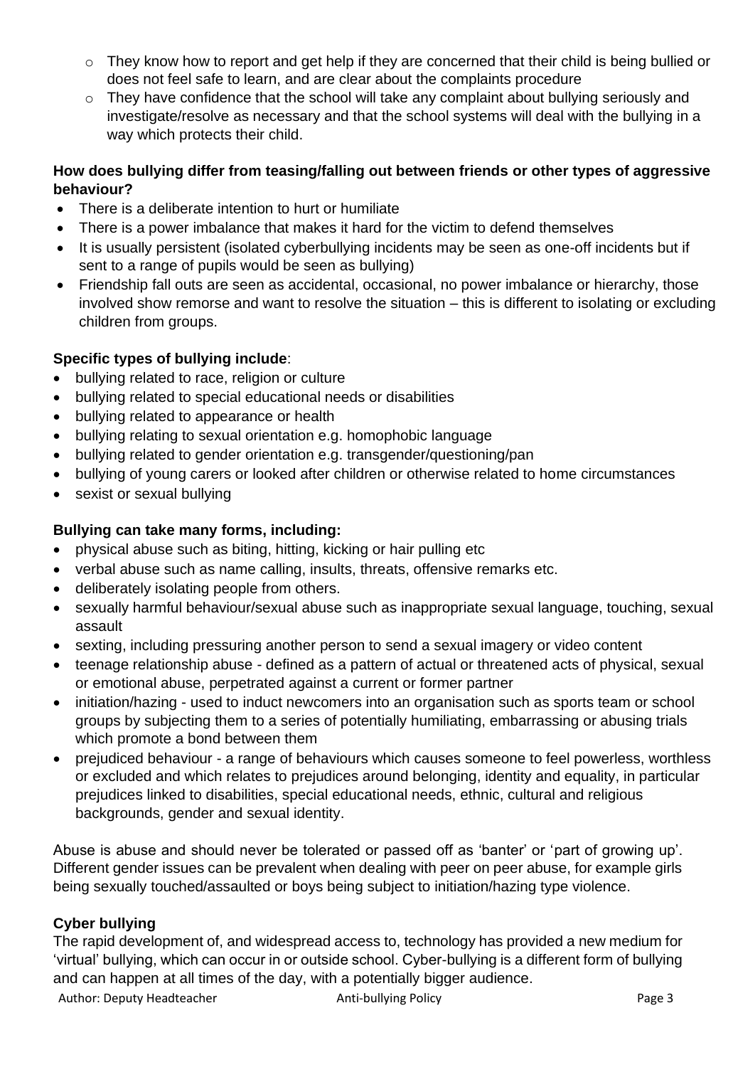- They know how to report and get help if they are concerned that their child is being bullied or does not feel safe to learn, and are clear about the complaints procedure
  - They have confidence that the school will take any complaint about bullying seriously and investigate/resolve as necessary and that the school systems will deal with the bullying in a way which protects their child.

**How does bullying differ from teasing/falling out between friends or other types of aggressive behaviour?**

- There is a deliberate intention to hurt or humiliate
- There is a power imbalance that makes it hard for the victim to defend themselves
- It is usually persistent (isolated cyberbullying incidents may be seen as one-off incidents but if sent to a range of pupils would be seen as bullying)
- Friendship fall outs are seen as accidental, occasional, no power imbalance or hierarchy, those involved show remorse and want to resolve the situation – this is different to isolating or excluding children from groups.

**Specific types of bullying include**:

- bullying related to race, religion or culture
- bullying related to special educational needs or disabilities
- bullying related to appearance or health
- bullying relating to sexual orientation e.g. homophobic language
- bullying related to gender orientation e.g. transgender/questioning/pan
- bullying of young carers or looked after children or otherwise related to home circumstances
- sexist or sexual bullying

**Bullying can take many forms, including:**

- physical abuse such as biting, hitting, kicking or hair pulling etc
- verbal abuse such as name calling, insults, threats, offensive remarks etc.
- deliberately isolating people from others.
- sexually harmful behaviour/sexual abuse such as inappropriate sexual language, touching, sexual assault
- sexting, including pressuring another person to send a sexual imagery or video content
- teenage relationship abuse - defined as a pattern of actual or threatened acts of physical, sexual or emotional abuse, perpetrated against a current or former partner
- initiation/hazing - used to induct newcomers into an organisation such as sports team or school groups by subjecting them to a series of potentially humiliating, embarrassing or abusing trials which promote a bond between them
- prejudiced behaviour - a range of behaviours which causes someone to feel powerless, worthless or excluded and which relates to prejudices around belonging, identity and equality, in particular prejudices linked to disabilities, special educational needs, ethnic, cultural and religious backgrounds, gender and sexual identity.

Abuse is abuse and should never be tolerated or passed off as 'banter' or 'part of growing up'. Different gender issues can be prevalent when dealing with peer on peer abuse, for example girls being sexually touched/assaulted or boys being subject to initiation/hazing type violence.

**Cyber bullying**

The rapid development of, and widespread access to, technology has provided a new medium for 'virtual' bullying, which can occur in or outside school. Cyber-bullying is a different form of bullying and can happen at all times of the day, with a potentially bigger audience.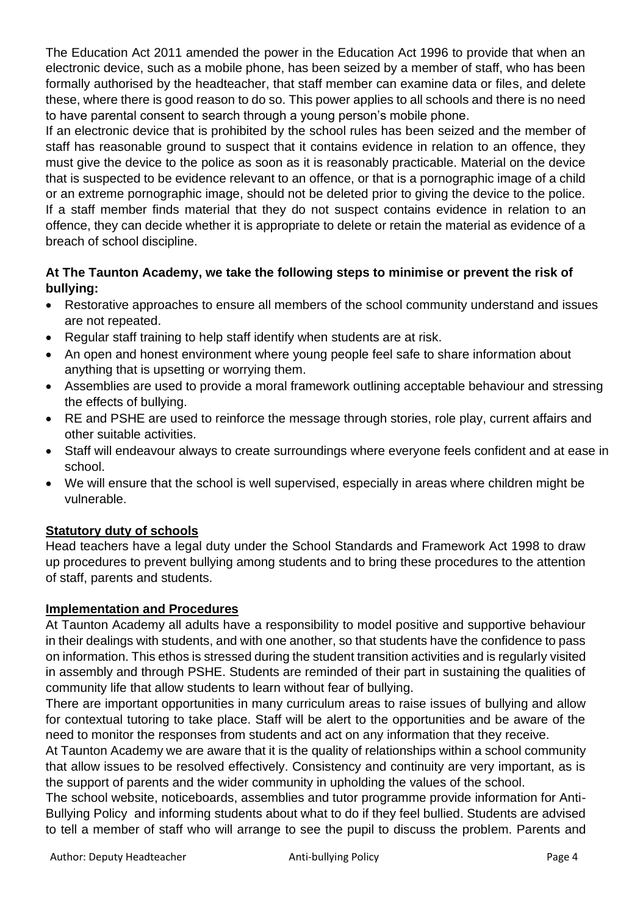The Education Act 2011 amended the power in the Education Act 1996 to provide that when an electronic device, such as a mobile phone, has been seized by a member of staff, who has been formally authorised by the headteacher, that staff member can examine data or files, and delete these, where there is good reason to do so. This power applies to all schools and there is no need to have parental consent to search through a young person's mobile phone.

If an electronic device that is prohibited by the school rules has been seized and the member of staff has reasonable ground to suspect that it contains evidence in relation to an offence, they must give the device to the police as soon as it is reasonably practicable. Material on the device that is suspected to be evidence relevant to an offence, or that is a pornographic image of a child or an extreme pornographic image, should not be deleted prior to giving the device to the police. If a staff member finds material that they do not suspect contains evidence in relation to an offence, they can decide whether it is appropriate to delete or retain the material as evidence of a breach of school discipline.

**At The Taunton Academy, we take the following steps to minimise or prevent the risk of bullying:**

- Restorative approaches to ensure all members of the school community understand and issues are not repeated.
- Regular staff training to help staff identify when students are at risk.
- An open and honest environment where young people feel safe to share information about anything that is upsetting or worrying them.
- Assemblies are used to provide a moral framework outlining acceptable behaviour and stressing the effects of bullying.
- RE and PSHE are used to reinforce the message through stories, role play, current affairs and other suitable activities.
- Staff will endeavour always to create surroundings where everyone feels confident and at ease in school.
- We will ensure that the school is well supervised, especially in areas where children might be vulnerable.

**Statutory duty of schools**

Head teachers have a legal duty under the School Standards and Framework Act 1998 to draw up procedures to prevent bullying among students and to bring these procedures to the attention of staff, parents and students.

**Implementation and Procedures**

At Taunton Academy all adults have a responsibility to model positive and supportive behaviour in their dealings with students, and with one another, so that students have the confidence to pass on information. This ethos is stressed during the student transition activities and is regularly visited in assembly and through PSHE. Students are reminded of their part in sustaining the qualities of community life that allow students to learn without fear of bullying.

There are important opportunities in many curriculum areas to raise issues of bullying and allow for contextual tutoring to take place. Staff will be alert to the opportunities and be aware of the need to monitor the responses from students and act on any information that they receive.

At Taunton Academy we are aware that it is the quality of relationships within a school community that allow issues to be resolved effectively. Consistency and continuity are very important, as is the support of parents and the wider community in upholding the values of the school.

The school website, noticeboards, assemblies and tutor programme provide information for Anti-Bullying Policy and informing students about what to do if they feel bullied. Students are advised to tell a member of staff who will arrange to see the pupil to discuss the problem. Parents and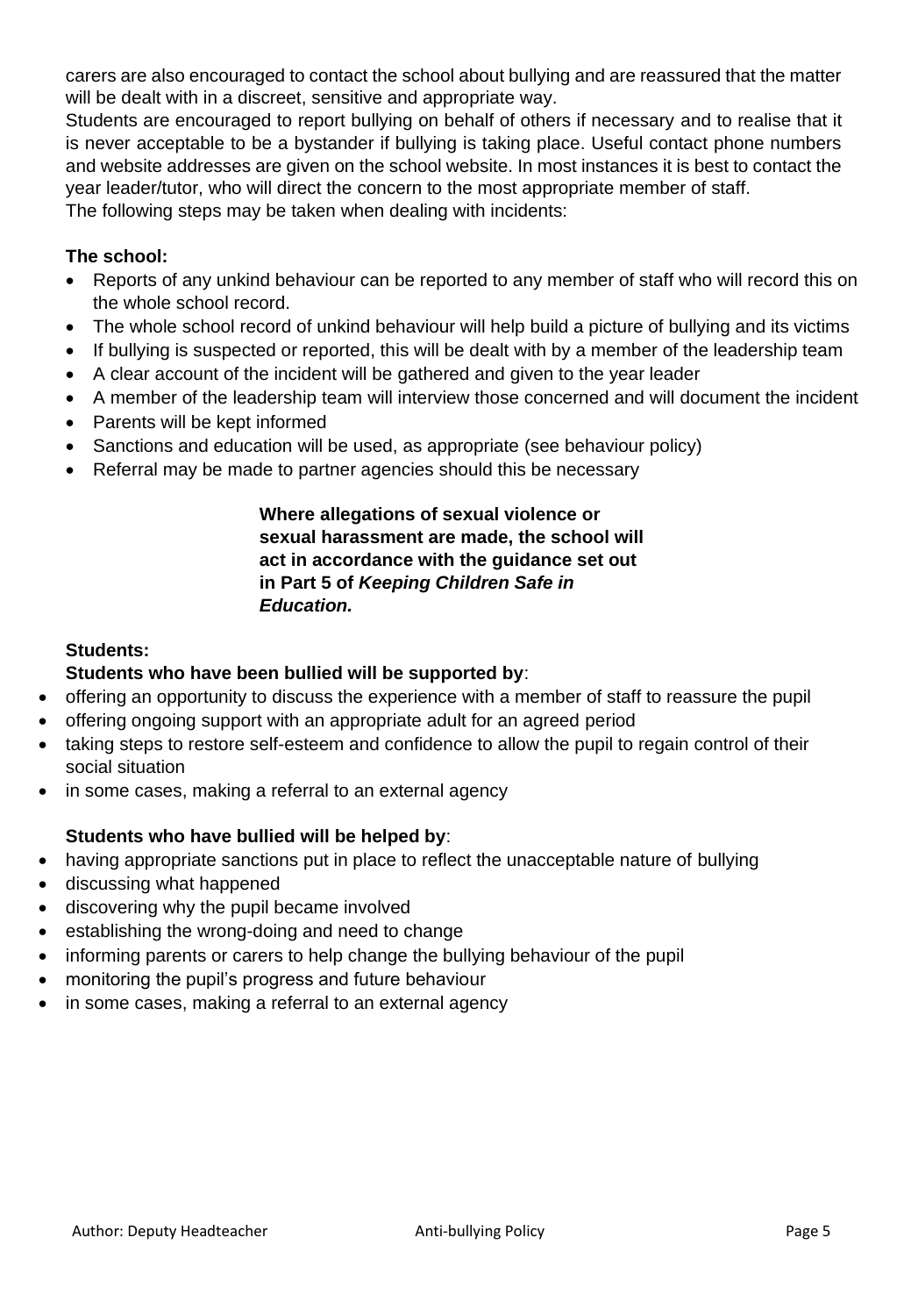carers are also encouraged to contact the school about bullying and are reassured that the matter will be dealt with in a discreet, sensitive and appropriate way.

Students are encouraged to report bullying on behalf of others if necessary and to realise that it is never acceptable to be a bystander if bullying is taking place. Useful contact phone numbers and website addresses are given on the school website. In most instances it is best to contact the year leader/tutor, who will direct the concern to the most appropriate member of staff.

The following steps may be taken when dealing with incidents:

**The school:**

- Reports of any unkind behaviour can be reported to any member of staff who will record this on the whole school record.
- The whole school record of unkind behaviour will help build a picture of bullying and its victims
- If bullying is suspected or reported, this will be dealt with by a member of the leadership team
- A clear account of the incident will be gathered and given to the year leader
- A member of the leadership team will interview those concerned and will document the incident
- Parents will be kept informed
- Sanctions and education will be used, as appropriate (see behaviour policy)
- Referral may be made to partner agencies should this be necessary

**Where allegations of sexual violence or sexual harassment are made, the school will act in accordance with the guidance set out in Part 5 of *Keeping Children Safe in Education.***

**Students:**

**Students who have been bullied will be supported by**:

- offering an opportunity to discuss the experience with a member of staff to reassure the pupil
- offering ongoing support with an appropriate adult for an agreed period
- taking steps to restore self-esteem and confidence to allow the pupil to regain control of their social situation
- in some cases, making a referral to an external agency

**Students who have bullied will be helped by**:

- having appropriate sanctions put in place to reflect the unacceptable nature of bullying
- discussing what happened
- discovering why the pupil became involved
- establishing the wrong-doing and need to change
- informing parents or carers to help change the bullying behaviour of the pupil
- monitoring the pupil's progress and future behaviour
- in some cases, making a referral to an external agency